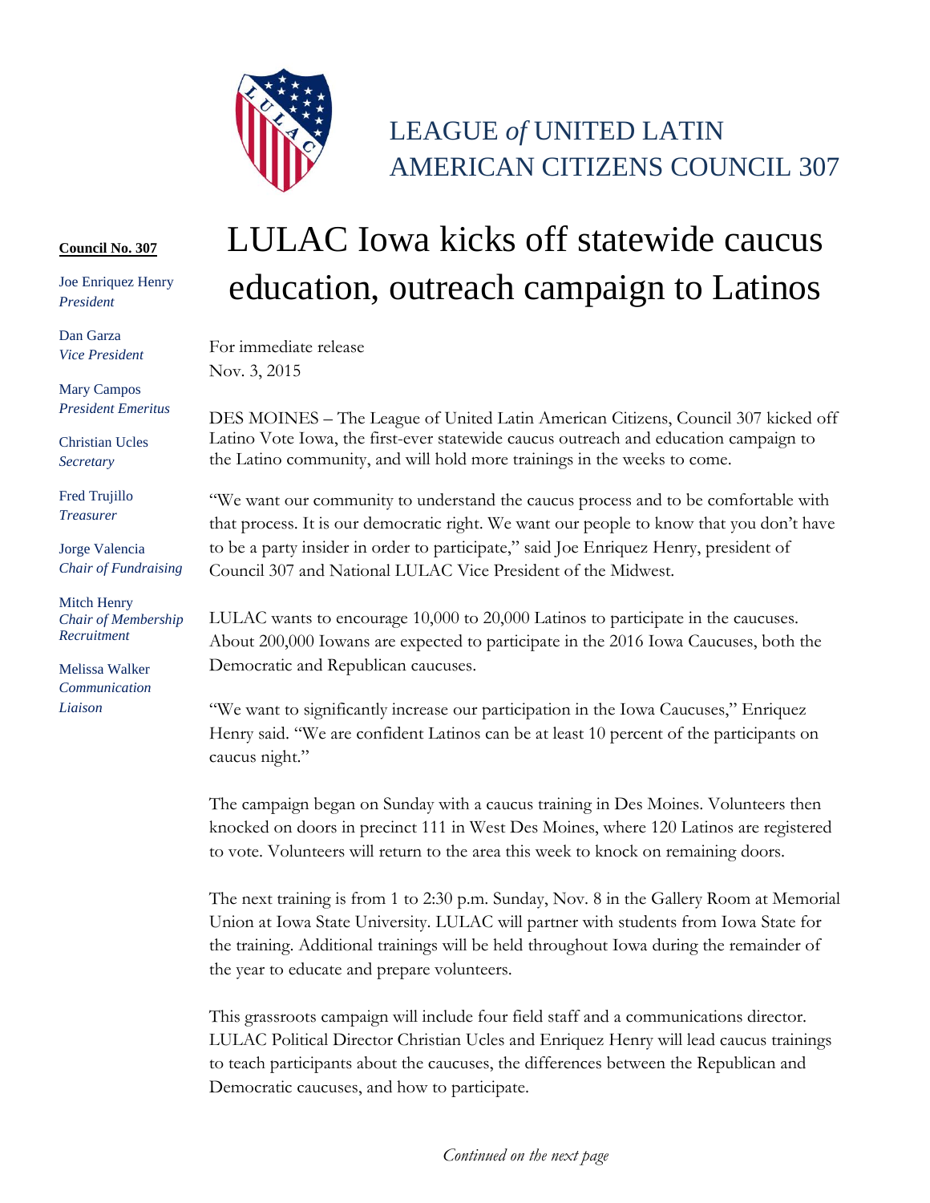LEAGUE *of* UNITED LATIN AMERICAN CITIZENS COUNCIL 307

**Council No. 307**

Joe Enriquez Henry
*President*

Dan Garza
*Vice President*

Mary Campos
*President Emeritus*

Christian Ucles
*Secretary*

Fred Trujillo
*Treasurer*

Jorge Valencia
*Chair of Fundraising*

Mitch Henry
*Chair of Membership Recruitment*

Melissa Walker
*Communication Liaison*

# LULAC Iowa kicks off statewide caucus education, outreach campaign to Latinos

For immediate release
Nov. 3, 2015

DES MOINES – The League of United Latin American Citizens, Council 307 kicked off Latino Vote Iowa, the first-ever statewide caucus outreach and education campaign to the Latino community, and will hold more trainings in the weeks to come.

"We want our community to understand the caucus process and to be comfortable with that process. It is our democratic right. We want our people to know that you don't have to be a party insider in order to participate," said Joe Enriquez Henry, president of Council 307 and National LULAC Vice President of the Midwest.

LULAC wants to encourage 10,000 to 20,000 Latinos to participate in the caucuses. About 200,000 Iowans are expected to participate in the 2016 Iowa Caucuses, both the Democratic and Republican caucuses.

"We want to significantly increase our participation in the Iowa Caucuses," Enriquez Henry said. "We are confident Latinos can be at least 10 percent of the participants on caucus night."

The campaign began on Sunday with a caucus training in Des Moines. Volunteers then knocked on doors in precinct 111 in West Des Moines, where 120 Latinos are registered to vote. Volunteers will return to the area this week to knock on remaining doors.

The next training is from 1 to 2:30 p.m. Sunday, Nov. 8 in the Gallery Room at Memorial Union at Iowa State University. LULAC will partner with students from Iowa State for the training. Additional trainings will be held throughout Iowa during the remainder of the year to educate and prepare volunteers.

This grassroots campaign will include four field staff and a communications director. LULAC Political Director Christian Ucles and Enriquez Henry will lead caucus trainings to teach participants about the caucuses, the differences between the Republican and Democratic caucuses, and how to participate.

*Continued on the next page*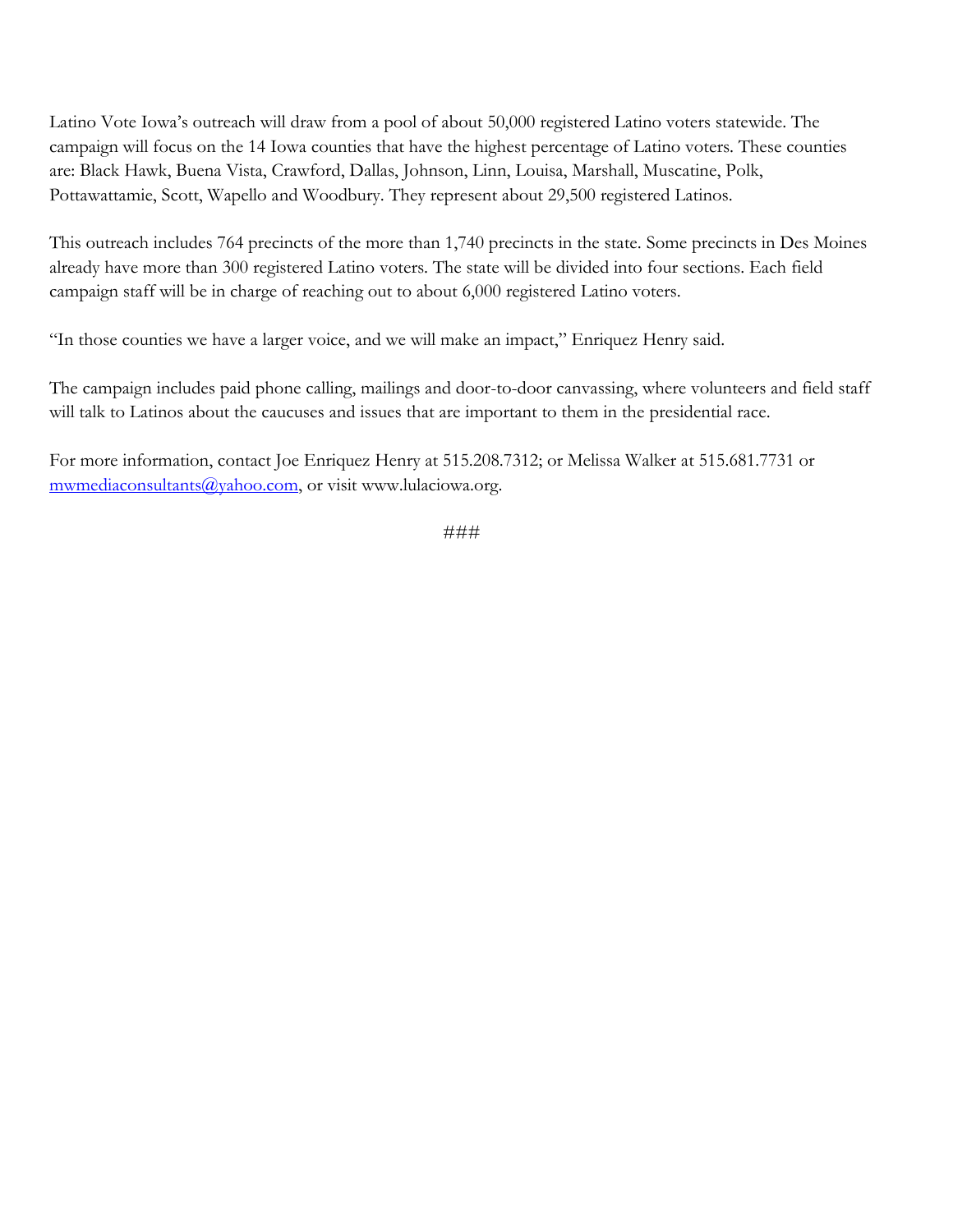Latino Vote Iowa's outreach will draw from a pool of about 50,000 registered Latino voters statewide. The campaign will focus on the 14 Iowa counties that have the highest percentage of Latino voters. These counties are: Black Hawk, Buena Vista, Crawford, Dallas, Johnson, Linn, Louisa, Marshall, Muscatine, Polk, Pottawattamie, Scott, Wapello and Woodbury. They represent about 29,500 registered Latinos.

This outreach includes 764 precincts of the more than 1,740 precincts in the state. Some precincts in Des Moines already have more than 300 registered Latino voters. The state will be divided into four sections. Each field campaign staff will be in charge of reaching out to about 6,000 registered Latino voters.

"In those counties we have a larger voice, and we will make an impact," Enriquez Henry said.

The campaign includes paid phone calling, mailings and door-to-door canvassing, where volunteers and field staff will talk to Latinos about the caucuses and issues that are important to them in the presidential race.

For more information, contact Joe Enriquez Henry at 515.208.7312; or Melissa Walker at 515.681.7731 or [mwmediaconsultants@yahoo.com](mailto:mwmediaconsultants@yahoo.com), or visit www.lulaciowa.org.

###